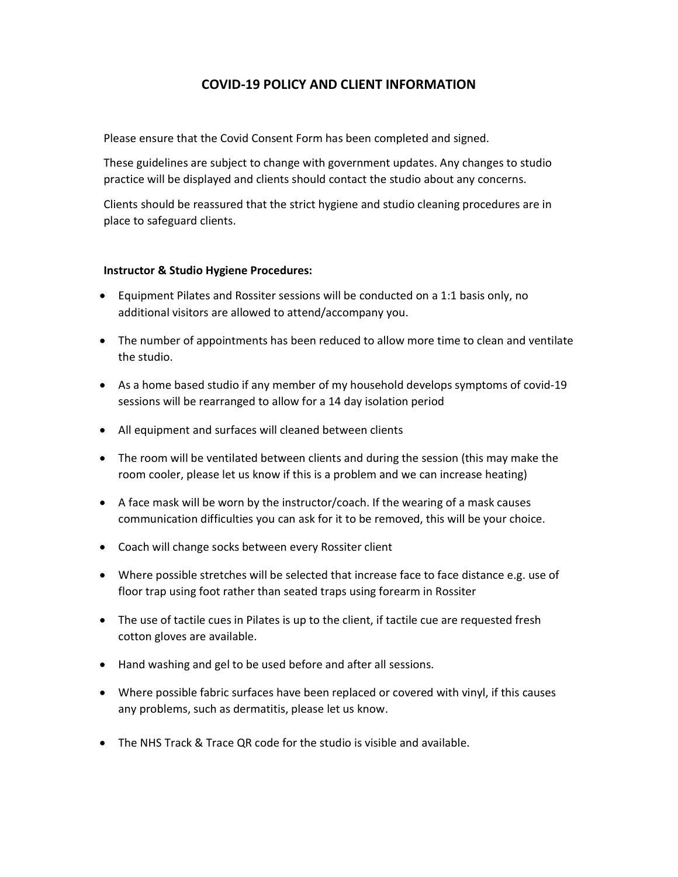# COVID-19 POLICY AND CLIENT INFORMATION

Please ensure that the Covid Consent Form has been completed and signed.

These guidelines are subject to change with government updates. Any changes to studio practice will be displayed and clients should contact the studio about any concerns.

Clients should be reassured that the strict hygiene and studio cleaning procedures are in place to safeguard clients.

**Instructor & Studio Hygiene Procedures:**

- Equipment Pilates and Rossiter sessions will be conducted on a 1:1 basis only, no additional visitors are allowed to attend/accompany you.
- The number of appointments has been reduced to allow more time to clean and ventilate the studio.
- As a home based studio if any member of my household develops symptoms of covid-19 sessions will be rearranged to allow for a 14 day isolation period
- All equipment and surfaces will cleaned between clients
- The room will be ventilated between clients and during the session (this may make the room cooler, please let us know if this is a problem and we can increase heating)
- A face mask will be worn by the instructor/coach. If the wearing of a mask causes communication difficulties you can ask for it to be removed, this will be your choice.
- Coach will change socks between every Rossiter client
- Where possible stretches will be selected that increase face to face distance e.g. use of floor trap using foot rather than seated traps using forearm in Rossiter
- The use of tactile cues in Pilates is up to the client, if tactile cue are requested fresh cotton gloves are available.
- Hand washing and gel to be used before and after all sessions.
- Where possible fabric surfaces have been replaced or covered with vinyl, if this causes any problems, such as dermatitis, please let us know.
- The NHS Track & Trace QR code for the studio is visible and available.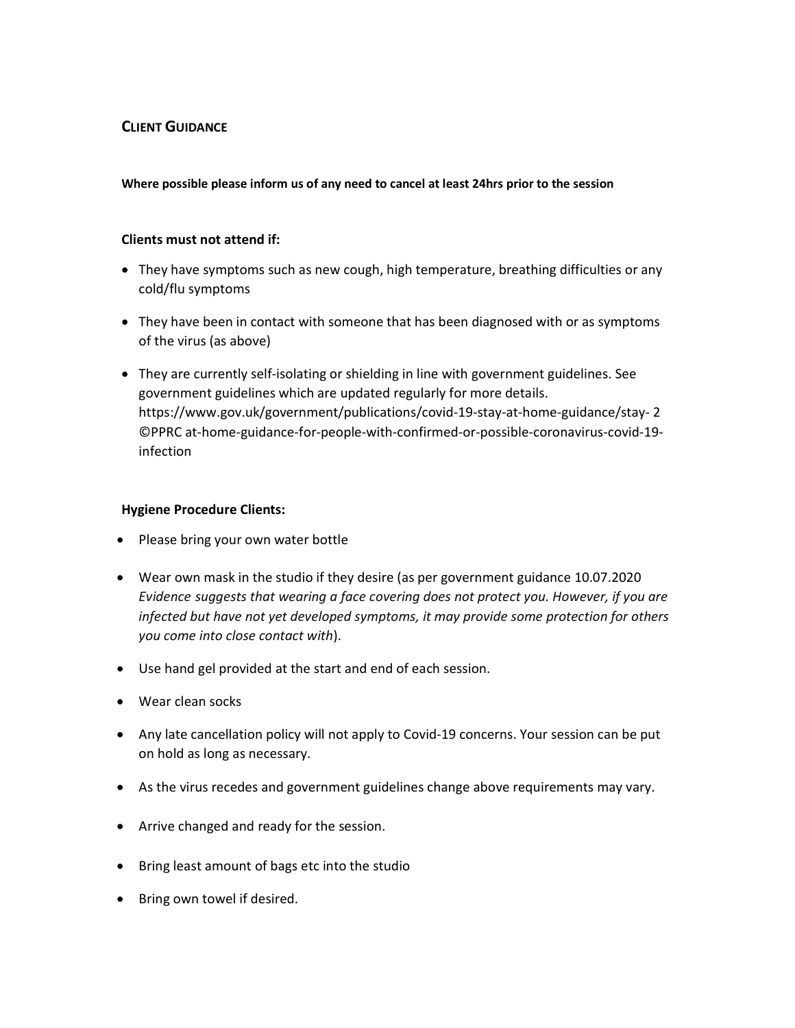## CLIENT GUIDANCE

**Where possible please inform us of any need to cancel at least 24hrs prior to the session**

**Clients must not attend if:**

- They have symptoms such as new cough, high temperature, breathing difficulties or any cold/flu symptoms
- They have been in contact with someone that has been diagnosed with or as symptoms of the virus (as above)
- They are currently self-isolating or shielding in line with government guidelines. See government guidelines which are updated regularly for more details. https://www.gov.uk/government/publications/covid-19-stay-at-home-guidance/stay- 2 ©PPRC at-home-guidance-for-people-with-confirmed-or-possible-coronavirus-covid-19-infection

**Hygiene Procedure Clients:**

- Please bring your own water bottle
- Wear own mask in the studio if they desire (as per government guidance 10.07.2020 *Evidence suggests that wearing a face covering does not protect you. However, if you are infected but have not yet developed symptoms, it may provide some protection for others you come into close contact with*).
- Use hand gel provided at the start and end of each session.
- Wear clean socks
- Any late cancellation policy will not apply to Covid-19 concerns. Your session can be put on hold as long as necessary.
- As the virus recedes and government guidelines change above requirements may vary.
- Arrive changed and ready for the session.
- Bring least amount of bags etc into the studio
- Bring own towel if desired.